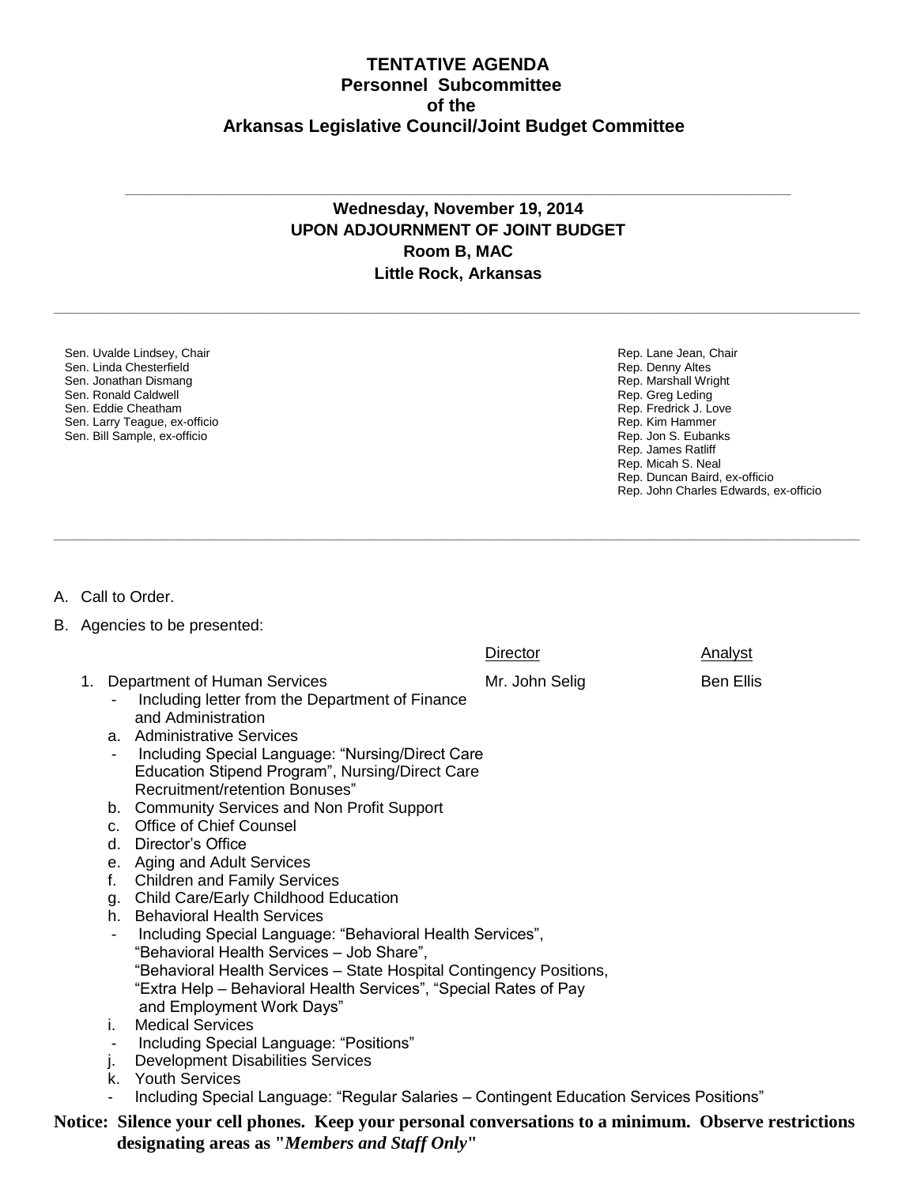# TENTATIVE AGENDA
## Personnel Subcommittee
## of the
## Arkansas Legislative Council/Joint Budget Committee

---

**Wednesday, November 19, 2014**
**UPON ADJOURNMENT OF JOINT BUDGET**
**Room B, MAC**
**Little Rock, Arkansas**

---

Sen. Uvalde Lindsey, Chair
Sen. Linda Chesterfield
Sen. Jonathan Dismang
Sen. Ronald Caldwell
Sen. Eddie Cheatham
Sen. Larry Teague, ex-officio
Sen. Bill Sample, ex-officio

Rep. Lane Jean, Chair
Rep. Denny Altes
Rep. Marshall Wright
Rep. Greg Leding
Rep. Fredrick J. Love
Rep. Kim Hammer
Rep. Jon S. Eubanks
Rep. James Ratliff
Rep. Micah S. Neal
Rep. Duncan Baird, ex-officio
Rep. John Charles Edwards, ex-officio

---

A. Call to Order.

B. Agencies to be presented:

| | Director | Analyst |
|---|---|---|
| 1. Department of Human Services | Mr. John Selig | Ben Ellis |

- Including letter from the Department of Finance and Administration

a. Administrative Services
  - Including Special Language: "Nursing/Direct Care Education Stipend Program", Nursing/Direct Care Recruitment/retention Bonuses"

b. Community Services and Non Profit Support

c. Office of Chief Counsel

d. Director's Office

e. Aging and Adult Services

f. Children and Family Services

g. Child Care/Early Childhood Education

h. Behavioral Health Services
  - Including Special Language: "Behavioral Health Services", "Behavioral Health Services – Job Share", "Behavioral Health Services – State Hospital Contingency Positions, "Extra Help – Behavioral Health Services", "Special Rates of Pay and Employment Work Days"

i. Medical Services
  - Including Special Language: "Positions"

j. Development Disabilities Services

k. Youth Services
  - Including Special Language: "Regular Salaries – Contingent Education Services Positions"

**Notice: Silence your cell phones. Keep your personal conversations to a minimum. Observe restrictions designating areas as "*Members and Staff Only*"**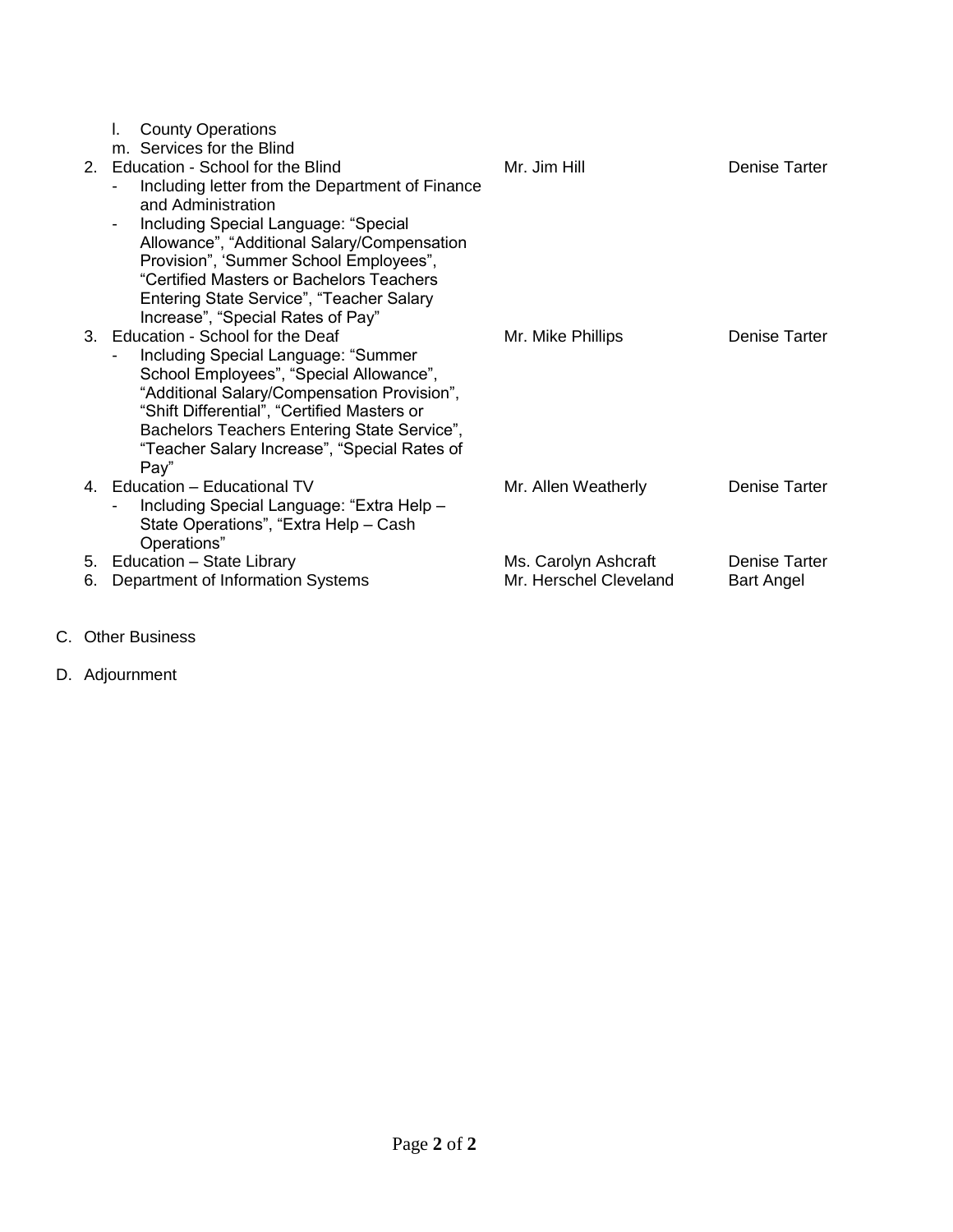l. County Operations

m. Services for the Blind

| | | | |
|---|---|---|---|
| 2. | Education - School for the Blind<br>- Including letter from the Department of Finance and Administration<br>- Including Special Language: “Special Allowance”, “Additional Salary/Compensation Provision”, ‘Summer School Employees”, “Certified Masters or Bachelors Teachers Entering State Service”, “Teacher Salary Increase”, “Special Rates of Pay” | Mr. Jim Hill | Denise Tarter |
| 3. | Education - School for the Deaf<br>- Including Special Language: “Summer School Employees”, “Special Allowance”, “Additional Salary/Compensation Provision”, “Shift Differential”, “Certified Masters or Bachelors Teachers Entering State Service”, “Teacher Salary Increase”, “Special Rates of Pay” | Mr. Mike Phillips | Denise Tarter |
| 4. | Education – Educational TV<br>- Including Special Language: “Extra Help – State Operations”, “Extra Help – Cash Operations” | Mr. Allen Weatherly | Denise Tarter |
| 5. | Education – State Library | Ms. Carolyn Ashcraft | Denise Tarter |
| 6. | Department of Information Systems | Mr. Herschel Cleveland | Bart Angel |

C. Other Business

D. Adjournment